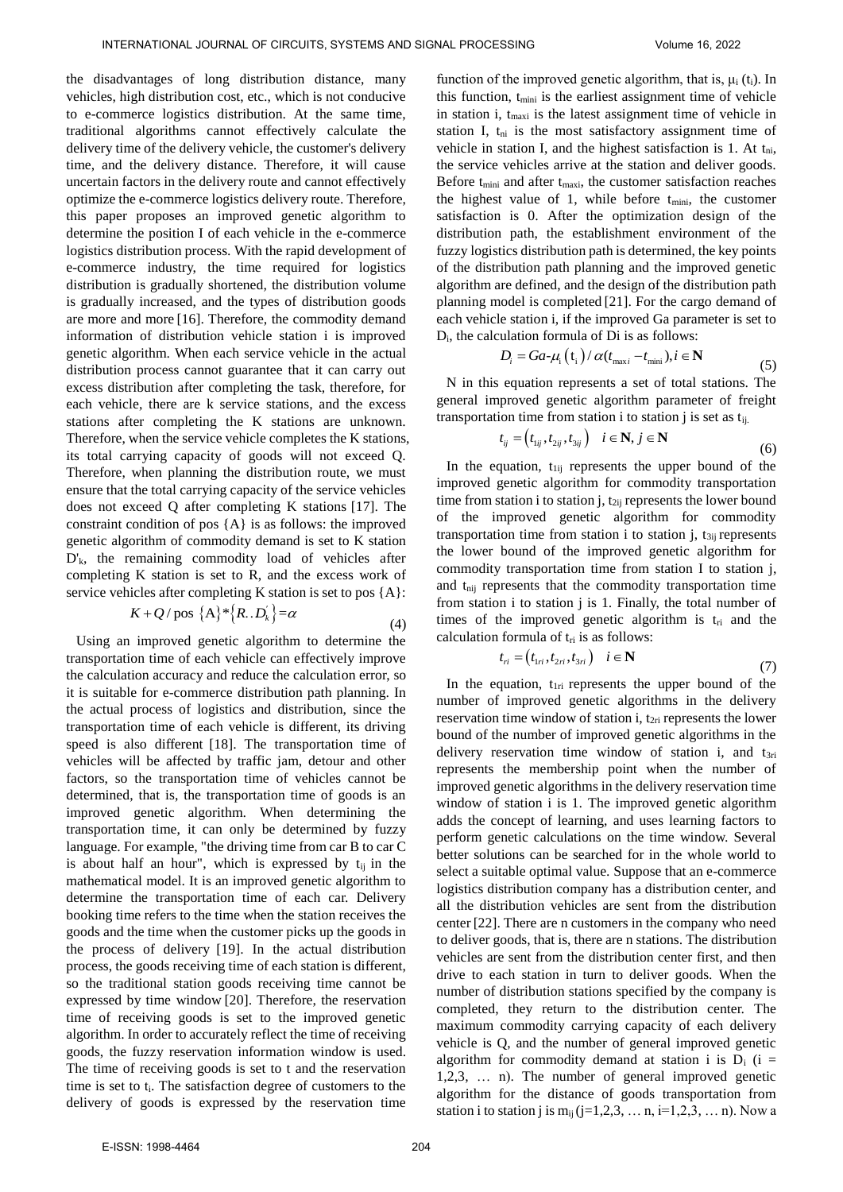the disadvantages of long distribution distance, many vehicles, high distribution cost, etc., which is not conducive to e-commerce logistics distribution. At the same time, traditional algorithms cannot effectively calculate the delivery time of the delivery vehicle, the customer's delivery time, and the delivery distance. Therefore, it will cause uncertain factors in the delivery route and cannot effectively optimize the e-commerce logistics delivery route. Therefore, this paper proposes an improved genetic algorithm to determine the position I of each vehicle in the e-commerce logistics distribution process. With the rapid development of e-commerce industry, the time required for logistics distribution is gradually shortened, the distribution volume is gradually increased, and the types of distribution goods are more and more [16]. Therefore, the commodity demand information of distribution vehicle station i is improved genetic algorithm. When each service vehicle in the actual distribution process cannot guarantee that it can carry out excess distribution after completing the task, therefore, for each vehicle, there are k service stations, and the excess stations after completing the K stations are unknown. Therefore, when the service vehicle completes the K stations, its total carrying capacity of goods will not exceed Q. Therefore, when planning the distribution route, we must ensure that the total carrying capacity of the service vehicles does not exceed Q after completing K stations [17]. The constraint condition of pos {A} is as follows: the improved genetic algorithm of commodity demand is set to K station $D'_k$, the remaining commodity load of vehicles after completing K station is set to R, and the excess work of service vehicles after completing K station is set to pos {A}:

$$K+Q/\text{pos }\{A\}*\{R..D_k^{'}\}=\alpha \tag{4}$$

Using an improved genetic algorithm to determine the transportation time of each vehicle can effectively improve the calculation accuracy and reduce the calculation error, so it is suitable for e-commerce distribution path planning. In the actual process of logistics and distribution, since the transportation time of each vehicle is different, its driving speed is also different [18]. The transportation time of vehicles will be affected by traffic jam, detour and other factors, so the transportation time of vehicles cannot be determined, that is, the transportation time of goods is an improved genetic algorithm. When determining the transportation time, it can only be determined by fuzzy language. For example, "the driving time from car B to car C is about half an hour", which is expressed by $t_{ij}$ in the mathematical model. It is an improved genetic algorithm to determine the transportation time of each car. Delivery booking time refers to the time when the station receives the goods and the time when the customer picks up the goods in the process of delivery [19]. In the actual distribution process, the goods receiving time of each station is different, so the traditional station goods receiving time cannot be expressed by time window [20]. Therefore, the reservation time of receiving goods is set to the improved genetic algorithm. In order to accurately reflect the time of receiving goods, the fuzzy reservation information window is used. The time of receiving goods is set to t and the reservation time is set to $t_i$. The satisfaction degree of customers to the delivery of goods is expressed by the reservation time function of the improved genetic algorithm, that is, $\mu_i(t_i)$. In this function, $t_{mini}$ is the earliest assignment time of vehicle in station i, $t_{maxi}$ is the latest assignment time of vehicle in station I, $t_{ni}$ is the most satisfactory assignment time of vehicle in station I, and the highest satisfaction is 1. At $t_{ni}$, the service vehicles arrive at the station and deliver goods. Before $t_{mini}$ and after $t_{maxi}$, the customer satisfaction reaches the highest value of 1, while before $t_{mini}$, the customer satisfaction is 0. After the optimization design of the distribution path, the establishment environment of the fuzzy logistics distribution path is determined, the key points of the distribution path planning and the improved genetic algorithm are defined, and the design of the distribution path planning model is completed [21]. For the cargo demand of each vehicle station i, if the improved Ga parameter is set to $D_i$, the calculation formula of Di is as follows:

$$D_i = Ga\text{-}\mu_i(t_i)/\alpha(t_{\max i}-t_{\min i}), i\in\mathbf{N} \tag{5}$$

N in this equation represents a set of total stations. The general improved genetic algorithm parameter of freight transportation time from station i to station j is set as $t_{ij}$.

$$t_{ij}=(t_{1ij},t_{2ij},t_{3ij}) \quad i\in\mathbf{N}, j\in\mathbf{N} \tag{6}$$

In the equation, $t_{1ij}$ represents the upper bound of the improved genetic algorithm for commodity transportation time from station i to station j, $t_{2ij}$ represents the lower bound of the improved genetic algorithm for commodity transportation time from station i to station j, $t_{3ij}$ represents the lower bound of the improved genetic algorithm for commodity transportation time from station I to station j, and $t_{nij}$ represents that the commodity transportation time from station i to station j is 1. Finally, the total number of times of the improved genetic algorithm is $t_{ri}$ and the calculation formula of $t_{ri}$ is as follows:

$$t_{ri}=(t_{1ri},t_{2ri},t_{3ri}) \quad i\in\mathbf{N} \tag{7}$$

In the equation, $t_{1ri}$ represents the upper bound of the number of improved genetic algorithms in the delivery reservation time window of station i, $t_{2ri}$ represents the lower bound of the number of improved genetic algorithms in the delivery reservation time window of station i, and $t_{3ri}$ represents the membership point when the number of improved genetic algorithms in the delivery reservation time window of station i is 1. The improved genetic algorithm adds the concept of learning, and uses learning factors to perform genetic calculations on the time window. Several better solutions can be searched for in the whole world to select a suitable optimal value. Suppose that an e-commerce logistics distribution company has a distribution center, and all the distribution vehicles are sent from the distribution center [22]. There are n customers in the company who need to deliver goods, that is, there are n stations. The distribution vehicles are sent from the distribution center first, and then drive to each station in turn to deliver goods. When the number of distribution stations specified by the company is completed, they return to the distribution center. The maximum commodity carrying capacity of each delivery vehicle is Q, and the number of general improved genetic algorithm for commodity demand at station i is $D_i$ (i = 1,2,3, … n). The number of general improved genetic algorithm for the distance of goods transportation from station i to station j is $m_{ij}$ (j=1,2,3, … n, i=1,2,3, … n). Now a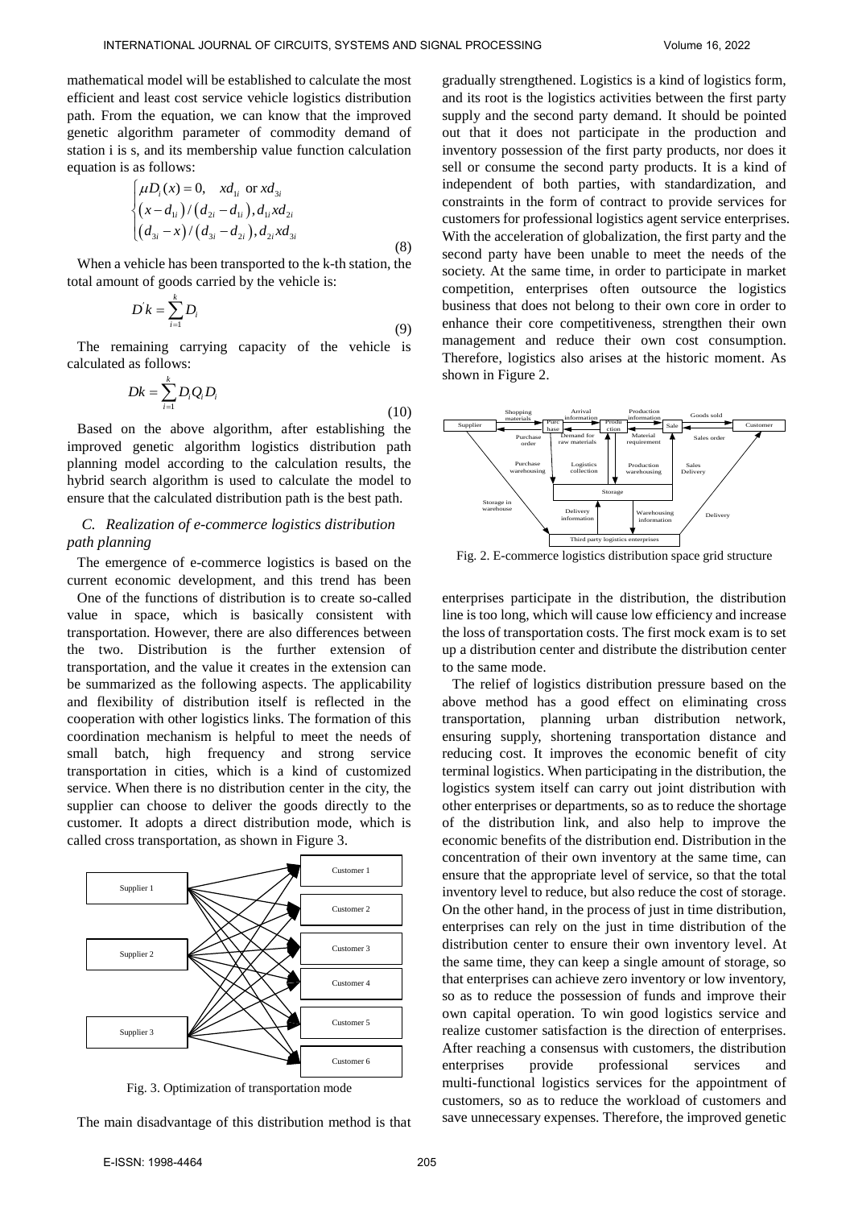mathematical model will be established to calculate the most efficient and least cost service vehicle logistics distribution path. From the equation, we can know that the improved genetic algorithm parameter of commodity demand of station i is s, and its membership value function calculation equation is as follows:

$$\begin{cases} \mu D_i(x) = 0, \quad xd_{1i} \text{ or } xd_{3i} \\ \left(x - d_{1i}\right) / \left(d_{2i} - d_{1i}\right), d_{1i}xd_{2i} \\ \left(d_{3i} - x\right) / \left(d_{3i} - d_{2i}\right), d_{2i}xd_{3i} \end{cases} \tag{8}$$

When a vehicle has been transported to the k-th station, the total amount of goods carried by the vehicle is:

$$D^{'}k = \sum_{i=1}^{k} D_i \tag{9}$$

The remaining carrying capacity of the vehicle is calculated as follows:

$$Dk = \sum_{i=1}^{k} D_i Q_i D_i \tag{10}$$

Based on the above algorithm, after establishing the improved genetic algorithm logistics distribution path planning model according to the calculation results, the hybrid search algorithm is used to calculate the model to ensure that the calculated distribution path is the best path.

### C. Realization of e-commerce logistics distribution path planning

The emergence of e-commerce logistics is based on the current economic development, and this trend has been gradually strengthened. Logistics is a kind of logistics form, and its root is the logistics activities between the first party supply and the second party demand. It should be pointed out that it does not participate in the production and inventory possession of the first party products, nor does it sell or consume the second party products. It is a kind of independent of both parties, with standardization, and constraints in the form of contract to provide services for customers for professional logistics agent service enterprises. With the acceleration of globalization, the first party and the second party have been unable to meet the needs of the society. At the same time, in order to participate in market competition, enterprises often outsource the logistics business that does not belong to their own core in order to enhance their core competitiveness, strengthen their own management and reduce their own cost consumption. Therefore, logistics also arises at the historic moment. As shown in Figure 2.

Fig. 2. E-commerce logistics distribution space grid structure

One of the functions of distribution is to create so-called value in space, which is basically consistent with transportation. However, there are also differences between the two. Distribution is the further extension of transportation, and the value it creates in the extension can be summarized as the following aspects. The applicability and flexibility of distribution itself is reflected in the cooperation with other logistics links. The formation of this coordination mechanism is helpful to meet the needs of small batch, high frequency and strong service transportation in cities, which is a kind of customized service. When there is no distribution center in the city, the supplier can choose to deliver the goods directly to the customer. It adopts a direct distribution mode, which is called cross transportation, as shown in Figure 3.

Fig. 3. Optimization of transportation mode

The main disadvantage of this distribution method is that enterprises participate in the distribution, the distribution line is too long, which will cause low efficiency and increase the loss of transportation costs. The first mock exam is to set up a distribution center and distribute the distribution center to the same mode.

The relief of logistics distribution pressure based on the above method has a good effect on eliminating cross transportation, planning urban distribution network, ensuring supply, shortening transportation distance and reducing cost. It improves the economic benefit of city terminal logistics. When participating in the distribution, the logistics system itself can carry out joint distribution with other enterprises or departments, so as to reduce the shortage of the distribution link, and also help to improve the economic benefits of the distribution end. Distribution in the concentration of their own inventory at the same time, can ensure that the appropriate level of service, so that the total inventory level to reduce, but also reduce the cost of storage. On the other hand, in the process of just in time distribution, enterprises can rely on the just in time distribution of the distribution center to ensure their own inventory level. At the same time, they can keep a single amount of storage, so that enterprises can achieve zero inventory or low inventory, so as to reduce the possession of funds and improve their own capital operation. To win good logistics service and realize customer satisfaction is the direction of enterprises. After reaching a consensus with customers, the distribution enterprises provide professional services and multi-functional logistics services for the appointment of customers, so as to reduce the workload of customers and save unnecessary expenses. Therefore, the improved genetic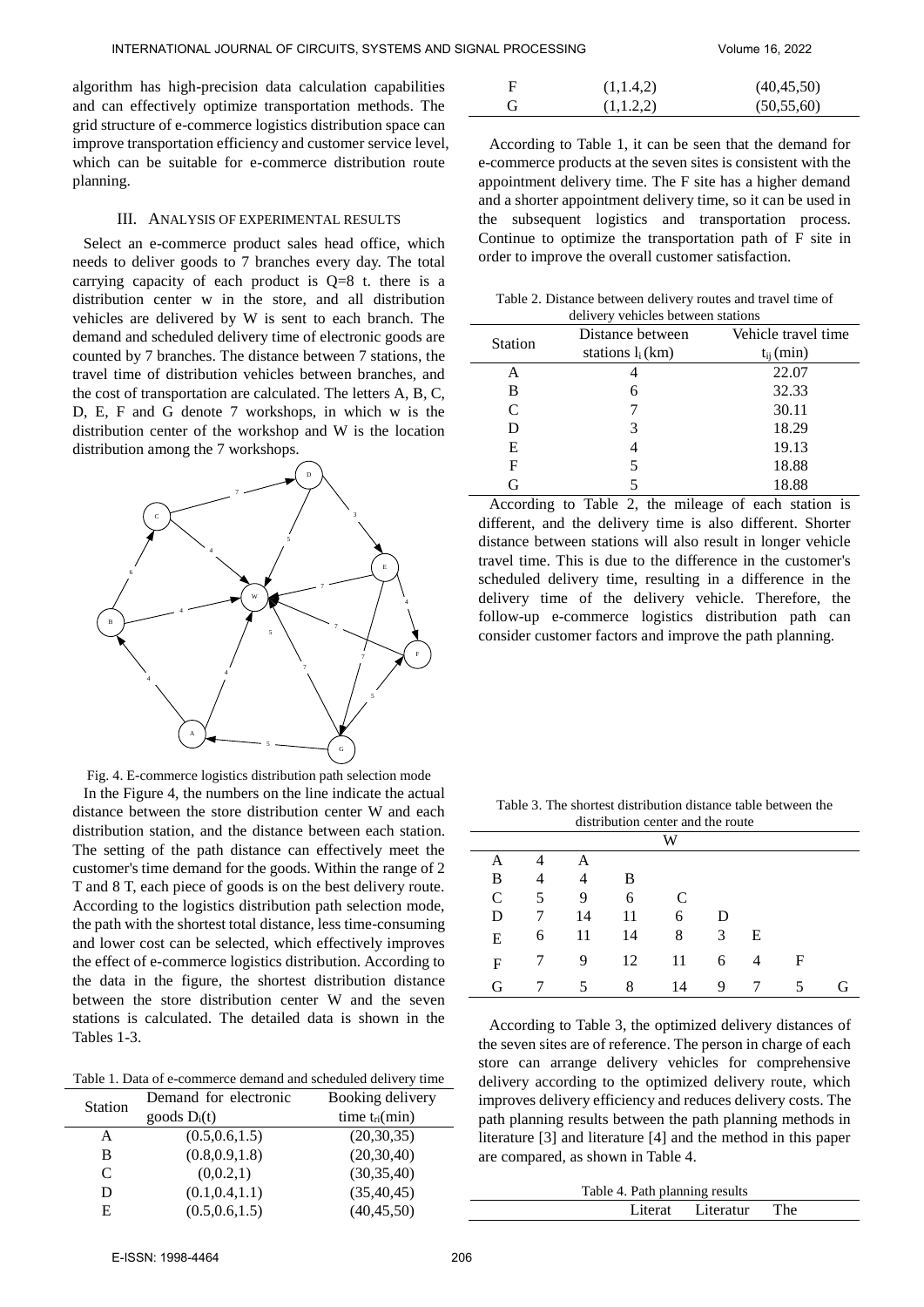algorithm has high-precision data calculation capabilities and can effectively optimize transportation methods. The grid structure of e-commerce logistics distribution space can improve transportation efficiency and customer service level, which can be suitable for e-commerce distribution route planning.

## III. Analysis of Experimental Results

Select an e-commerce product sales head office, which needs to deliver goods to 7 branches every day. The total carrying capacity of each product is Q=8 t. there is a distribution center w in the store, and all distribution vehicles are delivered by W is sent to each branch. The demand and scheduled delivery time of electronic goods are counted by 7 branches. The distance between 7 stations, the travel time of distribution vehicles between branches, and the cost of transportation are calculated. The letters A, B, C, D, E, F and G denote 7 workshops, in which w is the distribution center of the workshop and W is the location distribution among the 7 workshops.

Fig. 4. E-commerce logistics distribution path selection mode

In the Figure 4, the numbers on the line indicate the actual distance between the store distribution center W and each distribution station, and the distance between each station. The setting of the path distance can effectively meet the customer's time demand for the goods. Within the range of 2 T and 8 T, each piece of goods is on the best delivery route. According to the logistics distribution path selection mode, the path with the shortest total distance, less time-consuming and lower cost can be selected, which effectively improves the effect of e-commerce logistics distribution. According to the data in the figure, the shortest distribution distance between the store distribution center W and the seven stations is calculated. The detailed data is shown in the Tables 1-3.

Table 1. Data of e-commerce demand and scheduled delivery time

| Station | Demand for electronic goods $D_i(t)$ | Booking delivery time $t_{ri}$(min) |
|---|---|---|
| A | (0.5,0.6,1.5) | (20,30,35) |
| B | (0.8,0.9,1.8) | (20,30,40) |
| C | (0,0.2,1) | (30,35,40) |
| D | (0.1,0.4,1.1) | (35,40,45) |
| E | (0.5,0.6,1.5) | (40,45,50) |
| F | (1,1.4,2) | (40,45,50) |
| G | (1,1.2,2) | (50,55,60) |

According to Table 1, it can be seen that the demand for e-commerce products at the seven sites is consistent with the appointment delivery time. The F site has a higher demand and a shorter appointment delivery time, so it can be used in the subsequent logistics and transportation process. Continue to optimize the transportation path of F site in order to improve the overall customer satisfaction.

Table 2. Distance between delivery routes and travel time of delivery vehicles between stations

| Station | Distance between stations $l_i$ (km) | Vehicle travel time $t_{ij}$ (min) |
|---|---|---|
| A | 4 | 22.07 |
| B | 6 | 32.33 |
| C | 7 | 30.11 |
| D | 3 | 18.29 |
| E | 4 | 19.13 |
| F | 5 | 18.88 |
| G | 5 | 18.88 |

According to Table 2, the mileage of each station is different, and the delivery time is also different. Shorter distance between stations will also result in longer vehicle travel time. This is due to the difference in the customer's scheduled delivery time, resulting in a difference in the delivery time of the delivery vehicle. Therefore, the follow-up e-commerce logistics distribution path can consider customer factors and improve the path planning.

Table 3. The shortest distribution distance table between the distribution center and the route

| | W | | | | | | | |
|---|---|---|---|---|---|---|---|---|
| A | 4 | A | | | | | | |
| B | 4 | 4 | B | | | | | |
| C | 5 | 9 | 6 | C | | | | |
| D | 7 | 14 | 11 | 6 | D | | | |
| E | 6 | 11 | 14 | 8 | 3 | E | | |
| F | 7 | 9 | 12 | 11 | 6 | 4 | F | |
| G | 7 | 5 | 8 | 14 | 9 | 7 | 5 | G |

According to Table 3, the optimized delivery distances of the seven sites are of reference. The person in charge of each store can arrange delivery vehicles for comprehensive delivery according to the optimized delivery route, which improves delivery efficiency and reduces delivery costs. The path planning results between the path planning methods in literature [3] and literature [4] and the method in this paper are compared, as shown in Table 4.

Table 4. Path planning results

| | Literat | Literatur | The |
|---|---|---|---|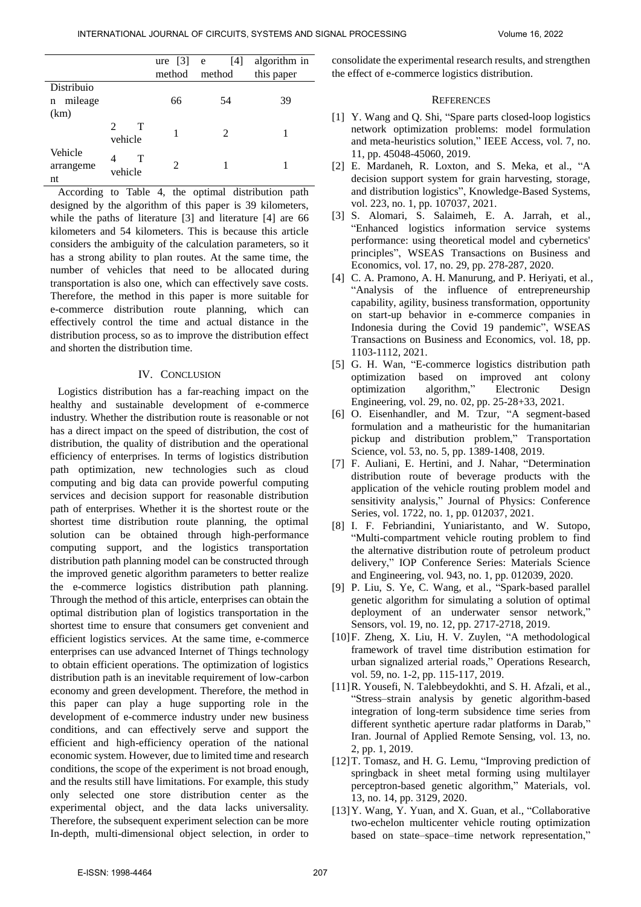| | | Literature [3] method | Literature [4] method | algorithm in this paper |
|---|---|---|---|---|
| Distribution mileage (km) | | 66 | 54 | 39 |
| Vehicle arrangement | 2 T vehicle | 1 | 2 | 1 |
| | 4 T vehicle | 2 | 1 | 1 |

According to Table 4, the optimal distribution path designed by the algorithm of this paper is 39 kilometers, while the paths of literature [3] and literature [4] are 66 kilometers and 54 kilometers. This is because this article considers the ambiguity of the calculation parameters, so it has a strong ability to plan routes. At the same time, the number of vehicles that need to be allocated during transportation is also one, which can effectively save costs. Therefore, the method in this paper is more suitable for e-commerce distribution route planning, which can effectively control the time and actual distance in the distribution process, so as to improve the distribution effect and shorten the distribution time.

## IV. Conclusion

Logistics distribution has a far-reaching impact on the healthy and sustainable development of e-commerce industry. Whether the distribution route is reasonable or not has a direct impact on the speed of distribution, the cost of distribution, the quality of distribution and the operational efficiency of enterprises. In terms of logistics distribution path optimization, new technologies such as cloud computing and big data can provide powerful computing services and decision support for reasonable distribution path of enterprises. Whether it is the shortest route or the shortest time distribution route planning, the optimal solution can be obtained through high-performance computing support, and the logistics transportation distribution path planning model can be constructed through the improved genetic algorithm parameters to better realize the e-commerce logistics distribution path planning. Through the method of this article, enterprises can obtain the optimal distribution plan of logistics transportation in the shortest time to ensure that consumers get convenient and efficient logistics services. At the same time, e-commerce enterprises can use advanced Internet of Things technology to obtain efficient operations. The optimization of logistics distribution path is an inevitable requirement of low-carbon economy and green development. Therefore, the method in this paper can play a huge supporting role in the development of e-commerce industry under new business conditions, and can effectively serve and support the efficient and high-efficiency operation of the national economic system. However, due to limited time and research conditions, the scope of the experiment is not broad enough, and the results still have limitations. For example, this study only selected one store distribution center as the experimental object, and the data lacks universality. Therefore, the subsequent experiment selection can be more In-depth, multi-dimensional object selection, in order to consolidate the experimental research results, and strengthen the effect of e-commerce logistics distribution.

## References

[1] Y. Wang and Q. Shi, "Spare parts closed-loop logistics network optimization problems: model formulation and meta-heuristics solution," IEEE Access, vol. 7, no. 11, pp. 45048-45060, 2019.

[2] E. Mardaneh, R. Loxton, and S. Meka, et al., "A decision support system for grain harvesting, storage, and distribution logistics", Knowledge-Based Systems, vol. 223, no. 1, pp. 107037, 2021.

[3] S. Alomari, S. Salaimeh, E. A. Jarrah, et al., "Enhanced logistics information service systems performance: using theoretical model and cybernetics' principles", WSEAS Transactions on Business and Economics, vol. 17, no. 29, pp. 278-287, 2020.

[4] C. A. Pramono, A. H. Manurung, and P. Heriyati, et al., "Analysis of the influence of entrepreneurship capability, agility, business transformation, opportunity on start-up behavior in e-commerce companies in Indonesia during the Covid 19 pandemic", WSEAS Transactions on Business and Economics, vol. 18, pp. 1103-1112, 2021.

[5] G. H. Wan, "E-commerce logistics distribution path optimization based on improved ant colony optimization algorithm," Electronic Design Engineering, vol. 29, no. 02, pp. 25-28+33, 2021.

[6] O. Eisenhandler, and M. Tzur, "A segment-based formulation and a matheuristic for the humanitarian pickup and distribution problem," Transportation Science, vol. 53, no. 5, pp. 1389-1408, 2019.

[7] F. Auliani, E. Hertini, and J. Nahar, "Determination distribution route of beverage products with the application of the vehicle routing problem model and sensitivity analysis," Journal of Physics: Conference Series, vol. 1722, no. 1, pp. 012037, 2021.

[8] I. F. Febriandini, Yuniaristanto, and W. Sutopo, "Multi-compartment vehicle routing problem to find the alternative distribution route of petroleum product delivery," IOP Conference Series: Materials Science and Engineering, vol. 943, no. 1, pp. 012039, 2020.

[9] P. Liu, S. Ye, C. Wang, et al., "Spark-based parallel genetic algorithm for simulating a solution of optimal deployment of an underwater sensor network," Sensors, vol. 19, no. 12, pp. 2717-2718, 2019.

[10] F. Zheng, X. Liu, H. V. Zuylen, "A methodological framework of travel time distribution estimation for urban signalized arterial roads," Operations Research, vol. 59, no. 1-2, pp. 115-117, 2019.

[11] R. Yousefi, N. Talebbeydokhti, and S. H. Afzali, et al., "Stress–strain analysis by genetic algorithm-based integration of long-term subsidence time series from different synthetic aperture radar platforms in Darab," Iran. Journal of Applied Remote Sensing, vol. 13, no. 2, pp. 1, 2019.

[12] T. Tomasz, and H. G. Lemu, "Improving prediction of springback in sheet metal forming using multilayer perceptron-based genetic algorithm," Materials, vol. 13, no. 14, pp. 3129, 2020.

[13] Y. Wang, Y. Yuan, and X. Guan, et al., "Collaborative two-echelon multicenter vehicle routing optimization based on state–space–time network representation,"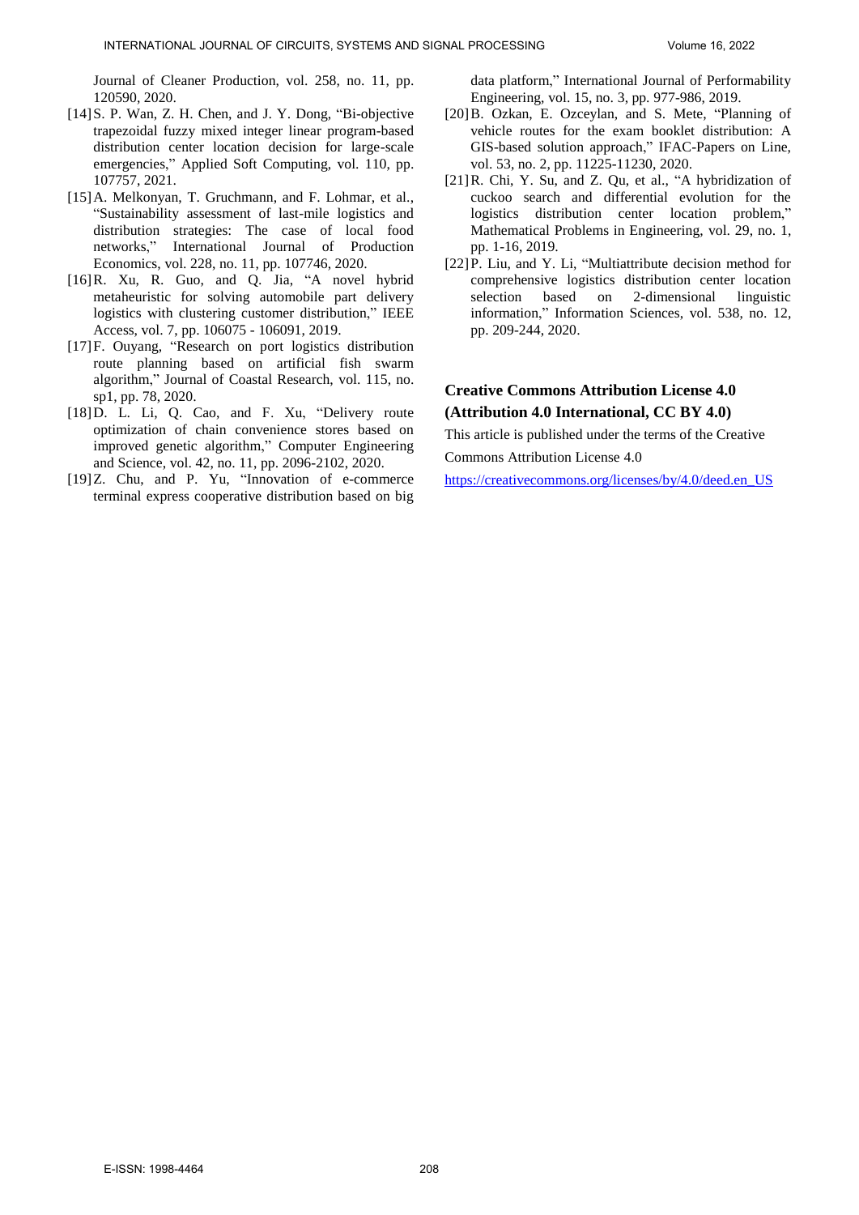Journal of Cleaner Production, vol. 258, no. 11, pp. 120590, 2020.

[14] S. P. Wan, Z. H. Chen, and J. Y. Dong, "Bi-objective trapezoidal fuzzy mixed integer linear program-based distribution center location decision for large-scale emergencies," Applied Soft Computing, vol. 110, pp. 107757, 2021.

[15] A. Melkonyan, T. Gruchmann, and F. Lohmar, et al., "Sustainability assessment of last-mile logistics and distribution strategies: The case of local food networks," International Journal of Production Economics, vol. 228, no. 11, pp. 107746, 2020.

[16] R. Xu, R. Guo, and Q. Jia, "A novel hybrid metaheuristic for solving automobile part delivery logistics with clustering customer distribution," IEEE Access, vol. 7, pp. 106075 - 106091, 2019.

[17] F. Ouyang, "Research on port logistics distribution route planning based on artificial fish swarm algorithm," Journal of Coastal Research, vol. 115, no. sp1, pp. 78, 2020.

[18] D. L. Li, Q. Cao, and F. Xu, "Delivery route optimization of chain convenience stores based on improved genetic algorithm," Computer Engineering and Science, vol. 42, no. 11, pp. 2096-2102, 2020.

[19] Z. Chu, and P. Yu, "Innovation of e-commerce terminal express cooperative distribution based on big data platform," International Journal of Performability Engineering, vol. 15, no. 3, pp. 977-986, 2019.

[20] B. Ozkan, E. Ozceylan, and S. Mete, "Planning of vehicle routes for the exam booklet distribution: A GIS-based solution approach," IFAC-Papers on Line, vol. 53, no. 2, pp. 11225-11230, 2020.

[21] R. Chi, Y. Su, and Z. Qu, et al., "A hybridization of cuckoo search and differential evolution for the logistics distribution center location problem," Mathematical Problems in Engineering, vol. 29, no. 1, pp. 1-16, 2019.

[22] P. Liu, and Y. Li, "Multiattribute decision method for comprehensive logistics distribution center location selection based on 2-dimensional linguistic information," Information Sciences, vol. 538, no. 12, pp. 209-244, 2020.

## Creative Commons Attribution License 4.0 (Attribution 4.0 International, CC BY 4.0)

This article is published under the terms of the Creative Commons Attribution License 4.0

https://creativecommons.org/licenses/by/4.0/deed.en_US